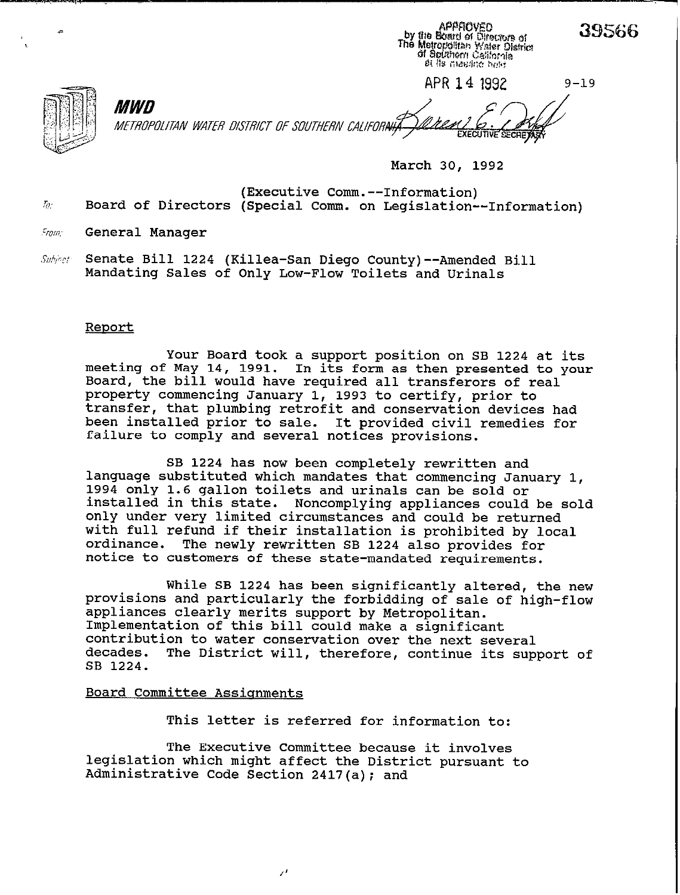APPROVED by the Board of Directors of The Metropolitan Water District of Southern California at its meeting held

APR 14 1992

EXECUTIVE SECRETARY

39566

9-19

**MWD**

*METROPOLITAN WATER DISTRICT OF SOUTHERN CALIFORNIA*

March 30, 1992

(Executive Comm.--Information)

To: Board of Directors (Special Comm. on Legislation--Information)

From: General Manager

Subject: Senate Bill 1224 (Killea-San Diego County)--Amended Bill Mandating Sales of Only Low-Flow Toilets and Urinals

## Report

Your Board took a support position on SB 1224 at its meeting of May 14, 1991. In its form as then presented to your Board, the bill would have required all transferors of real property commencing January 1, 1993 to certify, prior to transfer, that plumbing retrofit and conservation devices had been installed prior to sale. It provided civil remedies for failure to comply and several notices provisions.

SB 1224 has now been completely rewritten and language substituted which mandates that commencing January 1, 1994 only 1.6 gallon toilets and urinals can be sold or installed in this state. Noncomplying appliances could be sold only under very limited circumstances and could be returned with full refund if their installation is prohibited by local ordinance. The newly rewritten SB 1224 also provides for notice to customers of these state-mandated requirements.

While SB 1224 has been significantly altered, the new provisions and particularly the forbidding of sale of high-flow appliances clearly merits support by Metropolitan. Implementation of this bill could make a significant contribution to water conservation over the next several decades. The District will, therefore, continue its support of SB 1224.

## Board Committee Assignments

This letter is referred for information to:

The Executive Committee because it involves legislation which might affect the District pursuant to Administrative Code Section 2417(a); and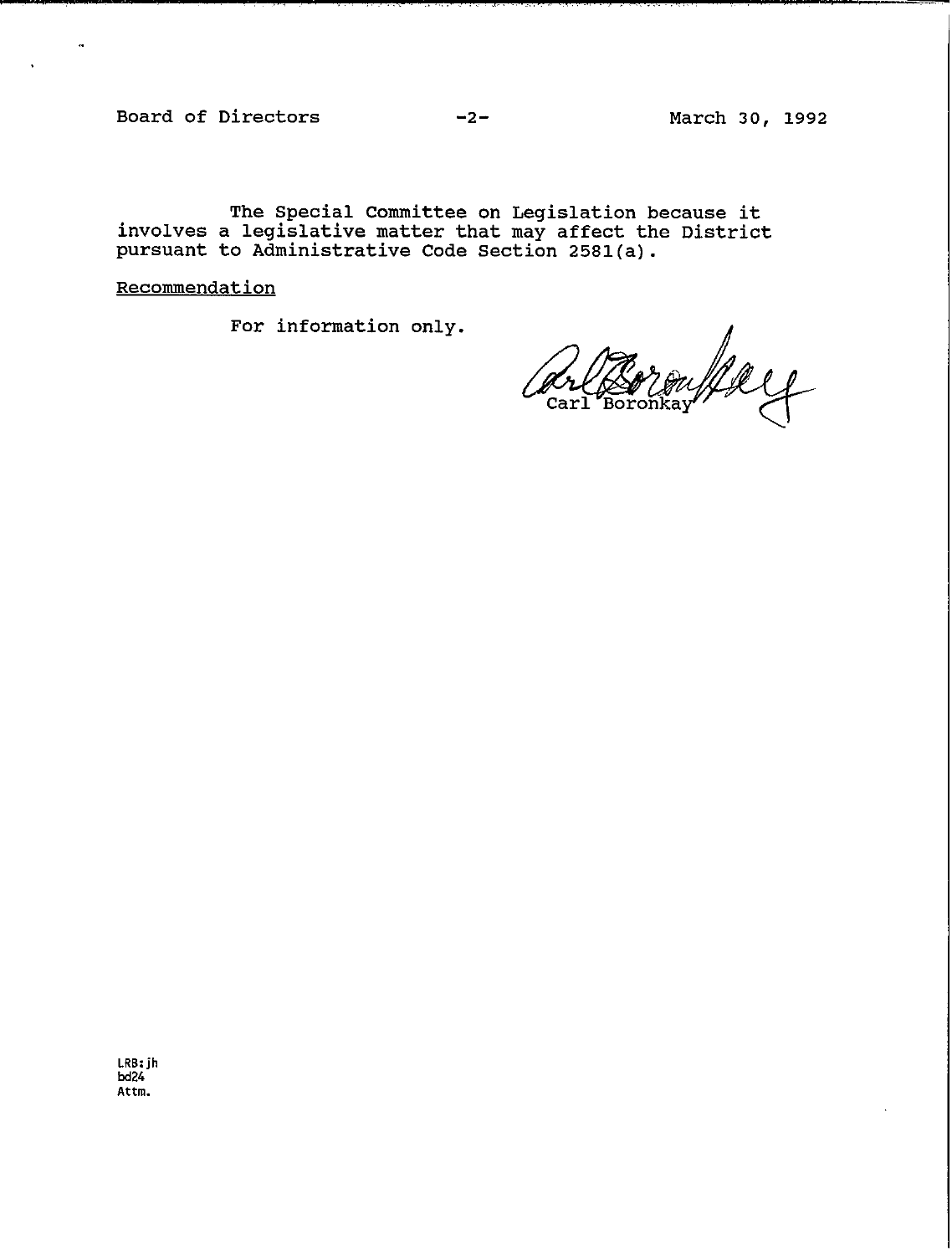The Special Committee on Legislation because it involves a legislative matter that may affect the District pursuant to Administrative Code Section 2581(a).

Recommendation

For information only.

Carl Boronkay

LRB:jh
bd24
Attm.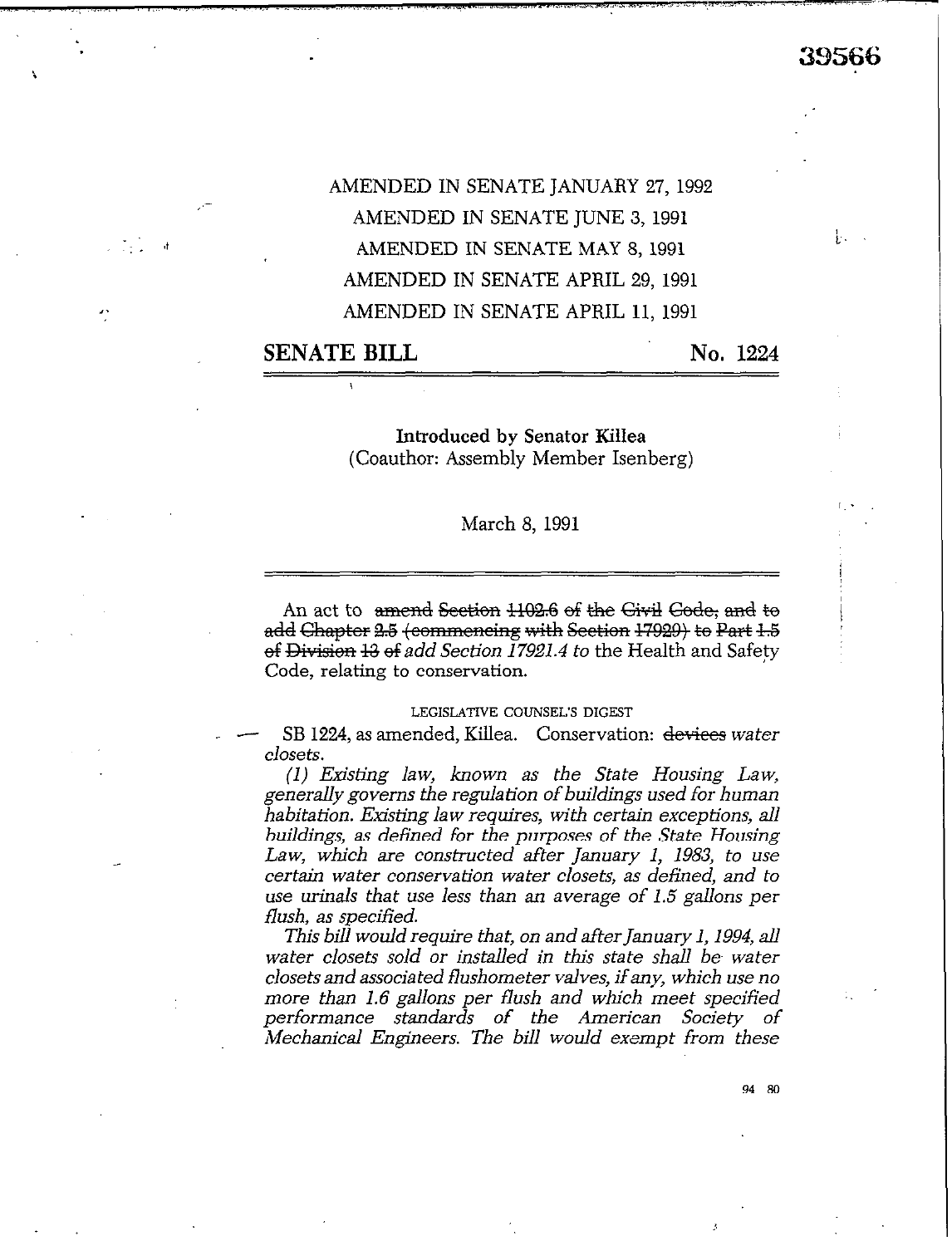39566

AMENDED IN SENATE JANUARY 27, 1992

AMENDED IN SENATE JUNE 3, 1991

AMENDED IN SENATE MAY 8, 1991

AMENDED IN SENATE APRIL 29, 1991

AMENDED IN SENATE APRIL 11, 1991

## SENATE BILL No. 1224

**Introduced by Senator Killea**
(Coauthor: Assembly Member Isenberg)

March 8, 1991

An act to ~~amend Section 1102.6 of the Civil Code, and to add Chapter 2.5 (commencing with Section 17920) to Part 1.5 of Division 13 of~~ *add Section 17921.4 to* the Health and Safety Code, relating to conservation.

LEGISLATIVE COUNSEL'S DIGEST

SB 1224, as amended, Killea. Conservation: ~~devices~~ *water closets*.

*(1) Existing law, known as the State Housing Law, generally governs the regulation of buildings used for human habitation. Existing law requires, with certain exceptions, all buildings, as defined for the purposes of the State Housing Law, which are constructed after January 1, 1983, to use certain water conservation water closets, as defined, and to use urinals that use less than an average of 1.5 gallons per flush, as specified.*

*This bill would require that, on and after January 1, 1994, all water closets sold or installed in this state shall be water closets and associated flushometer valves, if any, which use no more than 1.6 gallons per flush and which meet specified performance standards of the American Society of Mechanical Engineers. The bill would exempt from these*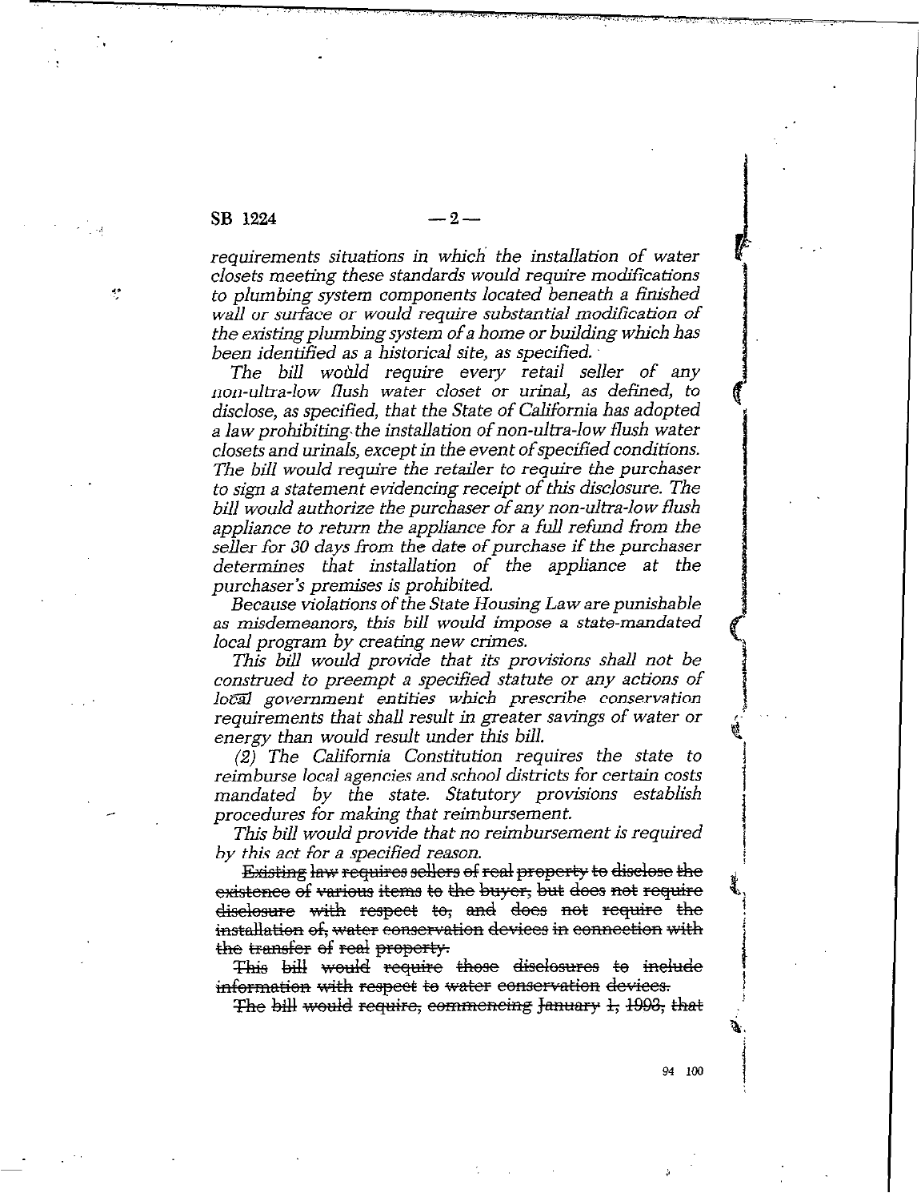*requirements situations in which the installation of water closets meeting these standards would require modifications to plumbing system components located beneath a finished wall or surface or would require substantial modification of the existing plumbing system of a home or building which has been identified as a historical site, as specified.*

*The bill would require every retail seller of any non-ultra-low flush water closet or urinal, as defined, to disclose, as specified, that the State of California has adopted a law prohibiting the installation of non-ultra-low flush water closets and urinals, except in the event of specified conditions. The bill would require the retailer to require the purchaser to sign a statement evidencing receipt of this disclosure. The bill would authorize the purchaser of any non-ultra-low flush appliance to return the appliance for a full refund from the seller for 30 days from the date of purchase if the purchaser determines that installation of the appliance at the purchaser's premises is prohibited.*

*Because violations of the State Housing Law are punishable as misdemeanors, this bill would impose a state-mandated local program by creating new crimes.*

*This bill would provide that its provisions shall not be construed to preempt a specified statute or any actions of local government entities which prescribe conservation requirements that shall result in greater savings of water or energy than would result under this bill.*

*(2) The California Constitution requires the state to reimburse local agencies and school districts for certain costs mandated by the state. Statutory provisions establish procedures for making that reimbursement.*

*This bill would provide that no reimbursement is required by this act for a specified reason.*

~~Existing law requires sellers of real property to disclose the existence of various items to the buyer, but does not require disclosure with respect to, and does not require the installation of, water conservation devices in connection with the transfer of real property.~~

~~This bill would require those disclosures to include information with respect to water conservation devices.~~

~~The bill would require, commencing January 1, 1993, that~~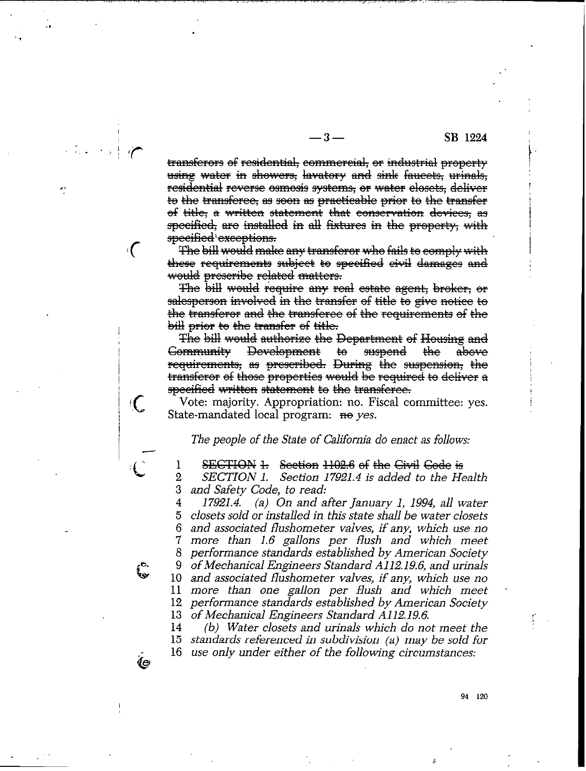~~transferors of residential, commercial, or industrial property using water in showers, lavatory and sink faucets, urinals, residential reverse osmosis systems, or water closets, deliver to the transferee, as soon as practicable prior to the transfer of title, a written statement that conservation devices, as specified, are installed in all fixtures in the property, with specified exceptions.~~

~~The bill would make any transferor who fails to comply with these requirements subject to specified civil damages and would prescribe related matters.~~

~~The bill would require any real estate agent, broker, or salesperson involved in the transfer of title to give notice to the transferor and the transferee of the requirements of the bill prior to the transfer of title.~~

~~The bill would authorize the Department of Housing and Community Development to suspend the above requirements, as prescribed. During the suspension, the transferor of those properties would be required to deliver a specified written statement to the transferee.~~

Vote: majority. Appropriation: no. Fiscal committee: yes. State-mandated local program: ~~no~~ *yes.*

*The people of the State of California do enact as follows:*

1 ~~SECTION 1. Section 1102.6 of the Civil Code is~~
2 *SECTION 1. Section 17921.4 is added to the Health*
3 *and Safety Code, to read:*
4 *17921.4. (a) On and after January 1, 1994, all water*
5 *closets sold or installed in this state shall be water closets*
6 *and associated flushometer valves, if any, which use no*
7 *more than 1.6 gallons per flush and which meet*
8 *performance standards established by American Society*
9 *of Mechanical Engineers Standard A112.19.6, and urinals*
10 *and associated flushometer valves, if any, which use no*
11 *more than one gallon per flush and which meet*
12 *performance standards established by American Society*
13 *of Mechanical Engineers Standard A112.19.6.*
14 *(b) Water closets and urinals which do not meet the*
15 *standards referenced in subdivision (a) may be sold for*
16 *use only under either of the following circumstances:*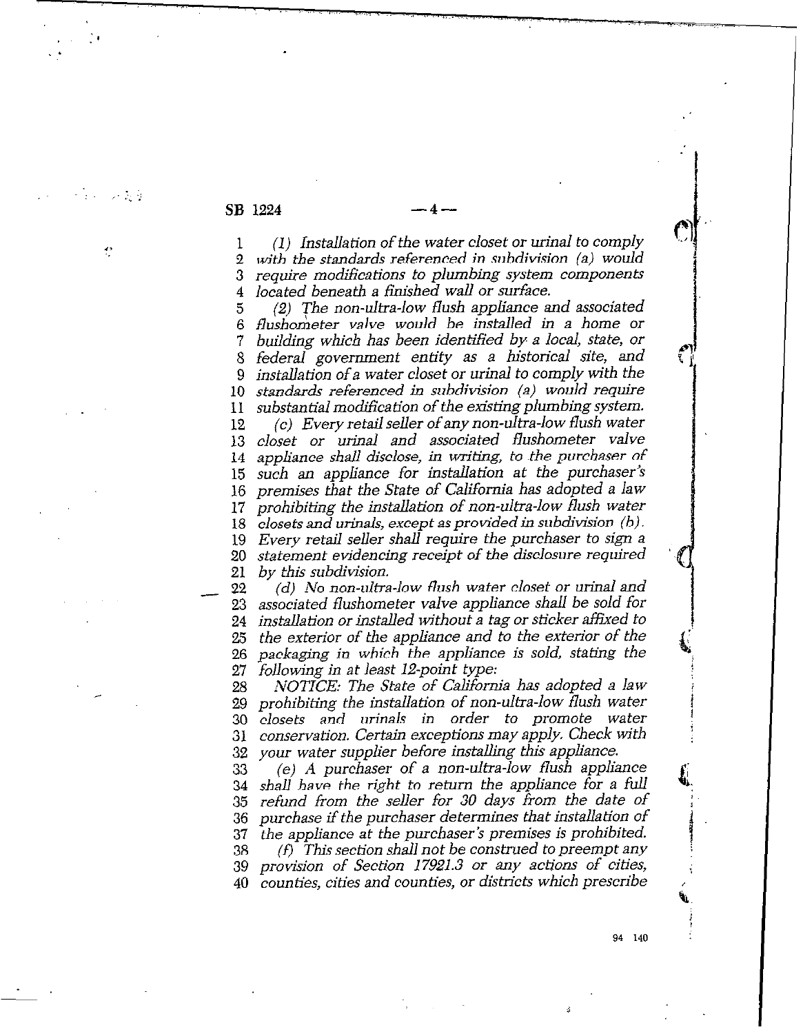*(1) Installation of the water closet or urinal to comply with the standards referenced in subdivision (a) would require modifications to plumbing system components located beneath a finished wall or surface.*

*(2) The non-ultra-low flush appliance and associated flushometer valve would be installed in a home or building which has been identified by a local, state, or federal government entity as a historical site, and installation of a water closet or urinal to comply with the standards referenced in subdivision (a) would require substantial modification of the existing plumbing system.*

*(c) Every retail seller of any non-ultra-low flush water closet or urinal and associated flushometer valve appliance shall disclose, in writing, to the purchaser of such an appliance for installation at the purchaser's premises that the State of California has adopted a law prohibiting the installation of non-ultra-low flush water closets and urinals, except as provided in subdivision (b). Every retail seller shall require the purchaser to sign a statement evidencing receipt of the disclosure required by this subdivision.*

*(d) No non-ultra-low flush water closet or urinal and associated flushometer valve appliance shall be sold for installation or installed without a tag or sticker affixed to the exterior of the appliance and to the exterior of the packaging in which the appliance is sold, stating the following in at least 12-point type:*

*NOTICE: The State of California has adopted a law prohibiting the installation of non-ultra-low flush water closets and urinals in order to promote water conservation. Certain exceptions may apply. Check with your water supplier before installing this appliance.*

*(e) A purchaser of a non-ultra-low flush appliance shall have the right to return the appliance for a full refund from the seller for 30 days from the date of purchase if the purchaser determines that installation of the appliance at the purchaser's premises is prohibited.*

*(f) This section shall not be construed to preempt any provision of Section 17921.3 or any actions of cities, counties, cities and counties, or districts which prescribe*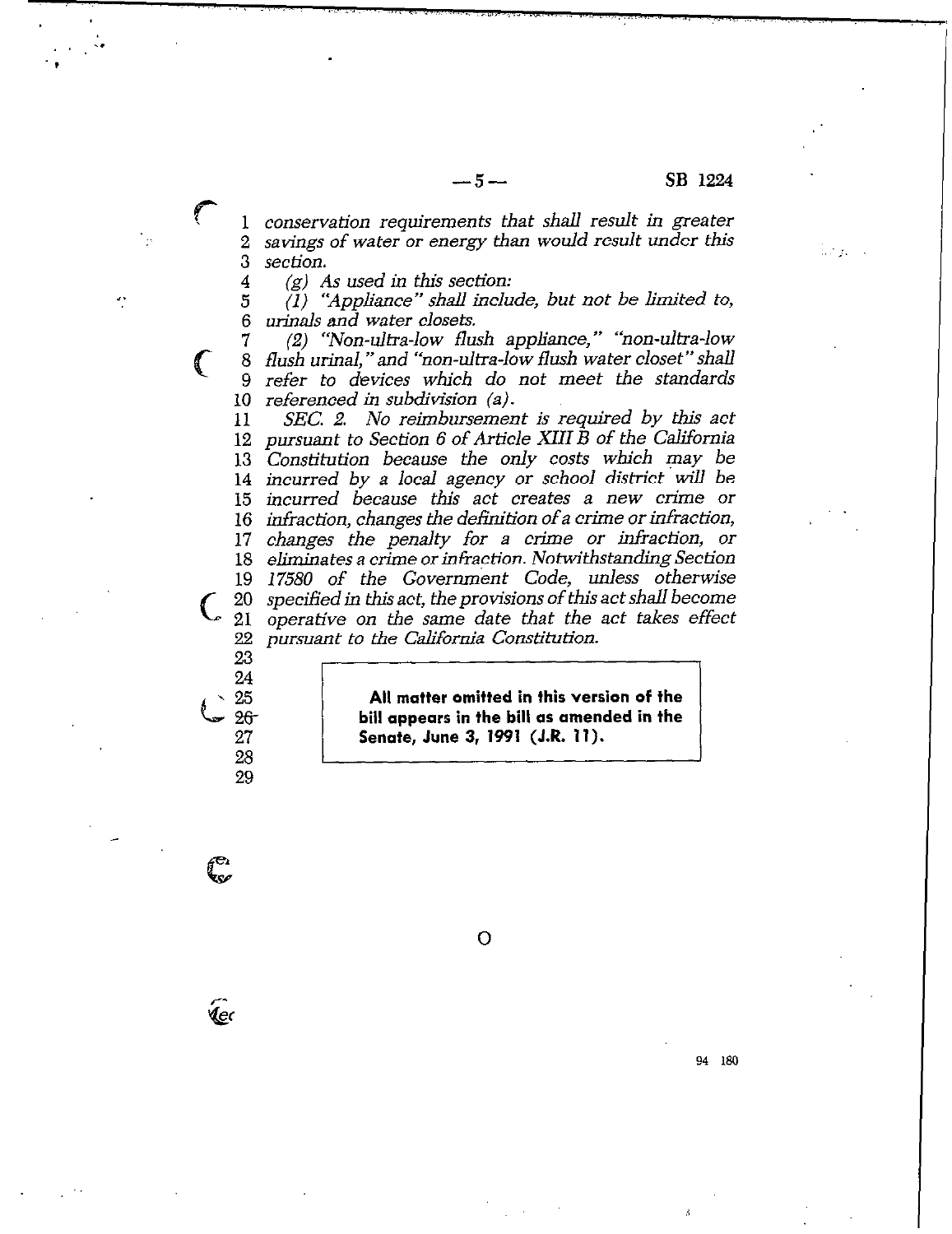*conservation requirements that shall result in greater savings of water or energy than would result under this section.*

*(g) As used in this section:*

*(1) "Appliance" shall include, but not be limited to, urinals and water closets.*

*(2) "Non-ultra-low flush appliance," "non-ultra-low flush urinal," and "non-ultra-low flush water closet" shall refer to devices which do not meet the standards referenced in subdivision (a).*

*SEC. 2. No reimbursement is required by this act pursuant to Section 6 of Article XIII B of the California Constitution because the only costs which may be incurred by a local agency or school district will be incurred because this act creates a new crime or infraction, changes the definition of a crime or infraction, changes the penalty for a crime or infraction, or eliminates a crime or infraction. Notwithstanding Section 17580 of the Government Code, unless otherwise specified in this act, the provisions of this act shall become operative on the same date that the act takes effect pursuant to the California Constitution.*

**All matter omitted in this version of the bill appears in the bill as amended in the Senate, June 3, 1991 (J.R. 11).**

O

94 180